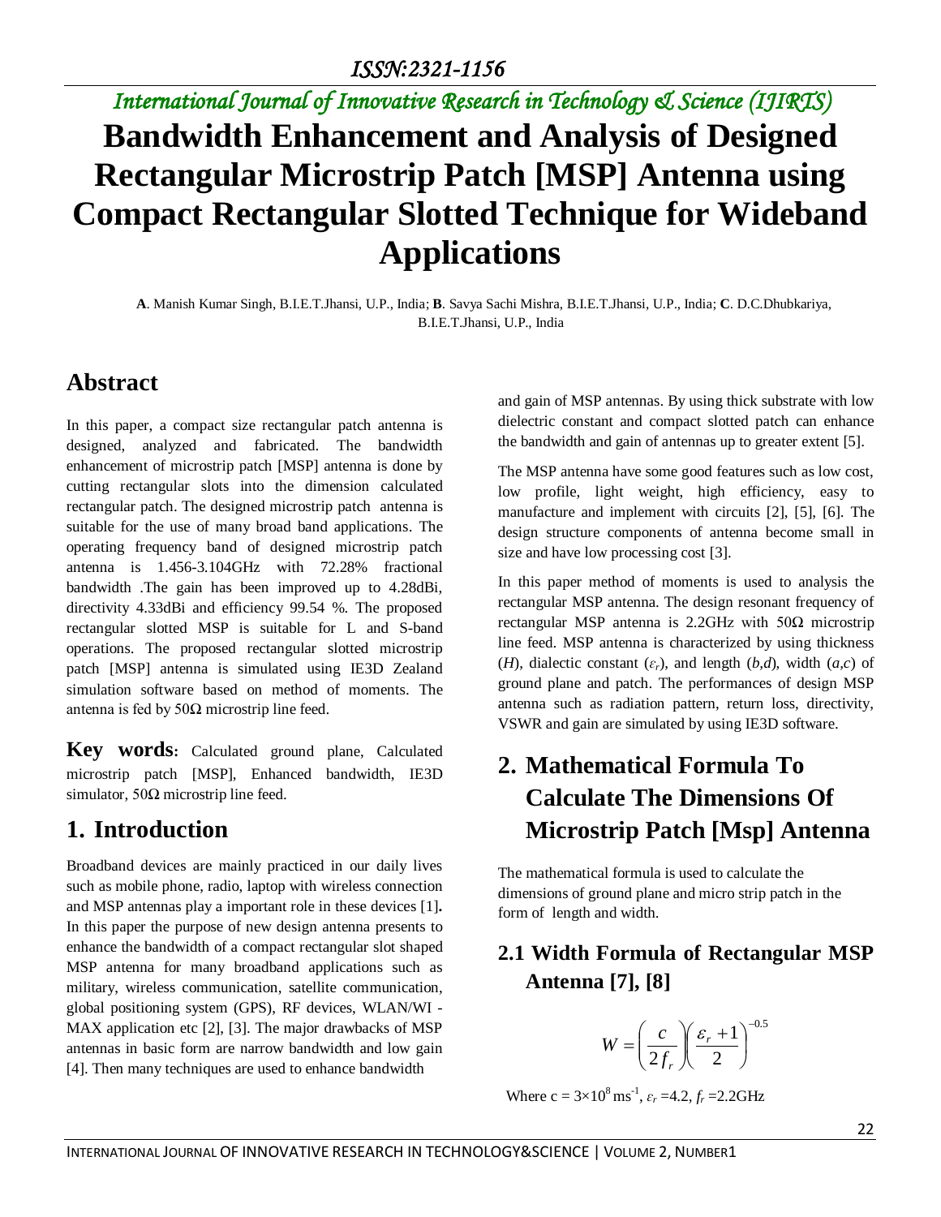# Bandwidth Enhancement and Analysis of Designed Rectangular Microstrip Patch [MSP] Antenna using Compact Rectangular Slotted Technique for Wideband Applications

**A**. Manish Kumar Singh, B.I.E.T.Jhansi, U.P., India; **B**. Savya Sachi Mishra, B.I.E.T.Jhansi, U.P., India; **C**. D.C.Dhubkariya, B.I.E.T.Jhansi, U.P., India

## Abstract

In this paper, a compact size rectangular patch antenna is designed, analyzed and fabricated. The bandwidth enhancement of microstrip patch [MSP] antenna is done by cutting rectangular slots into the dimension calculated rectangular patch. The designed microstrip patch antenna is suitable for the use of many broad band applications. The operating frequency band of designed microstrip patch antenna is 1.456-3.104GHz with 72.28% fractional bandwidth .The gain has been improved up to 4.28dBi, directivity 4.33dBi and efficiency 99.54 %. The proposed rectangular slotted MSP is suitable for L and S-band operations. The proposed rectangular slotted microstrip patch [MSP] antenna is simulated using IE3D Zealand simulation software based on method of moments. The antenna is fed by 50Ω microstrip line feed.

**Key words:** Calculated ground plane, Calculated microstrip patch [MSP], Enhanced bandwidth, IE3D simulator, 50Ω microstrip line feed.

## 1. Introduction

Broadband devices are mainly practiced in our daily lives such as mobile phone, radio, laptop with wireless connection and MSP antennas play a important role in these devices [1]**.** In this paper the purpose of new design antenna presents to enhance the bandwidth of a compact rectangular slot shaped MSP antenna for many broadband applications such as military, wireless communication, satellite communication, global positioning system (GPS), RF devices, WLAN/WI - MAX application etc [2], [3]. The major drawbacks of MSP antennas in basic form are narrow bandwidth and low gain [4]. Then many techniques are used to enhance bandwidth and gain of MSP antennas. By using thick substrate with low dielectric constant and compact slotted patch can enhance the bandwidth and gain of antennas up to greater extent [5].

The MSP antenna have some good features such as low cost, low profile, light weight, high efficiency, easy to manufacture and implement with circuits [2], [5], [6]. The design structure components of antenna become small in size and have low processing cost [3].

In this paper method of moments is used to analysis the rectangular MSP antenna. The design resonant frequency of rectangular MSP antenna is 2.2GHz with 50Ω microstrip line feed. MSP antenna is characterized by using thickness (*H*), dialectic constant ($\varepsilon_r$), and length (*b,d*), width (*a,c*) of ground plane and patch. The performances of design MSP antenna such as radiation pattern, return loss, directivity, VSWR and gain are simulated by using IE3D software.

## 2. Mathematical Formula To Calculate The Dimensions Of Microstrip Patch [Msp] Antenna

The mathematical formula is used to calculate the dimensions of ground plane and micro strip patch in the form of length and width.

### 2.1 Width Formula of Rectangular MSP Antenna [7], [8]

$$W = \left(\frac{c}{2f_r}\right)\left(\frac{\varepsilon_r + 1}{2}\right)^{-0.5}$$

Where $c = 3\times10^8\,\text{ms}^{-1}$, $\varepsilon_r = 4.2$, $f_r = 2.2\text{GHz}$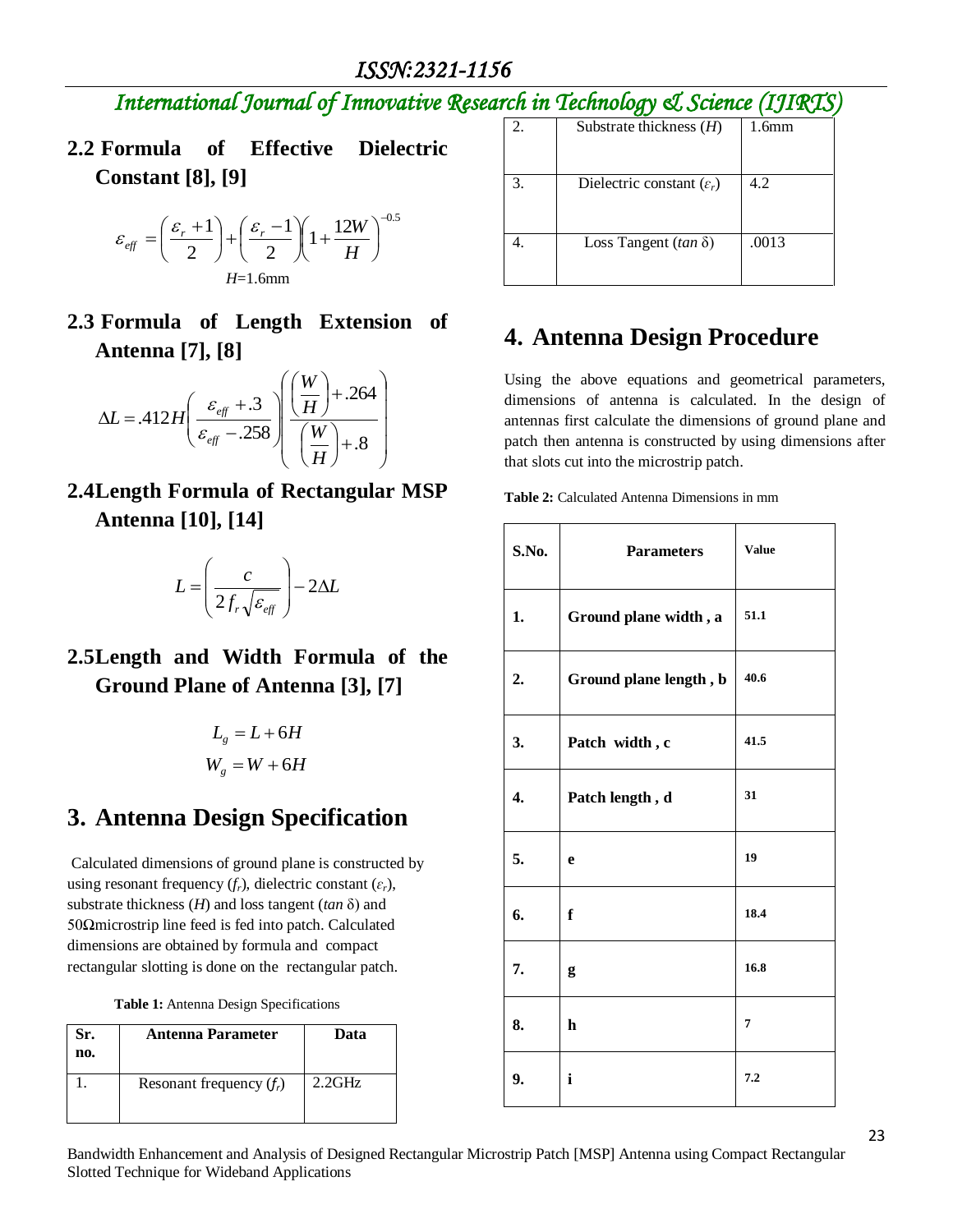## 2.2 Formula of Effective Dielectric Constant [8], [9]

$$\varepsilon_{eff} = \left(\frac{\varepsilon_r + 1}{2}\right) + \left(\frac{\varepsilon_r - 1}{2}\right)\left(1 + \frac{12W}{H}\right)^{-0.5}$$

$H$=1.6mm

## 2.3 Formula of Length Extension of Antenna [7], [8]

$$\Delta L = .412H\left(\frac{\varepsilon_{eff} + .3}{\varepsilon_{eff} - .258}\right)\left(\frac{\left(\frac{W}{H}\right) + .264}{\left(\frac{W}{H}\right) + .8}\right)$$

## 2.4 Length Formula of Rectangular MSP Antenna [10], [14]

$$L = \left(\frac{c}{2 f_r \sqrt{\varepsilon_{eff}}}\right) - 2\Delta L$$

## 2.5 Length and Width Formula of the Ground Plane of Antenna [3], [7]

$$L_g = L + 6H$$
$$W_g = W + 6H$$

# 3. Antenna Design Specification

Calculated dimensions of ground plane is constructed by using resonant frequency ($f_r$), dielectric constant ($\varepsilon_r$), substrate thickness ($H$) and loss tangent (*tan* δ) and 50Ωmicrostrip line feed is fed into patch. Calculated dimensions are obtained by formula and compact rectangular slotting is done on the rectangular patch.

**Table 1:** Antenna Design Specifications

| Sr. no. | Antenna Parameter | Data |
|---|---|---|
| 1. | Resonant frequency ($f_r$) | 2.2GHz |
| 2. | Substrate thickness ($H$) | 1.6mm |
| 3. | Dielectric constant ($\varepsilon_r$) | 4.2 |
| 4. | Loss Tangent (*tan* δ) | .0013 |

# 4. Antenna Design Procedure

Using the above equations and geometrical parameters, dimensions of antenna is calculated. In the design of antennas first calculate the dimensions of ground plane and patch then antenna is constructed by using dimensions after that slots cut into the microstrip patch.

**Table 2:** Calculated Antenna Dimensions in mm

| S.No. | Parameters | Value |
|---|---|---|
| 1. | Ground plane width , a | 51.1 |
| 2. | Ground plane length , b | 40.6 |
| 3. | Patch width , c | 41.5 |
| 4. | Patch length , d | 31 |
| 5. | e | 19 |
| 6. | f | 18.4 |
| 7. | g | 16.8 |
| 8. | h | 7 |
| 9. | i | 7.2 |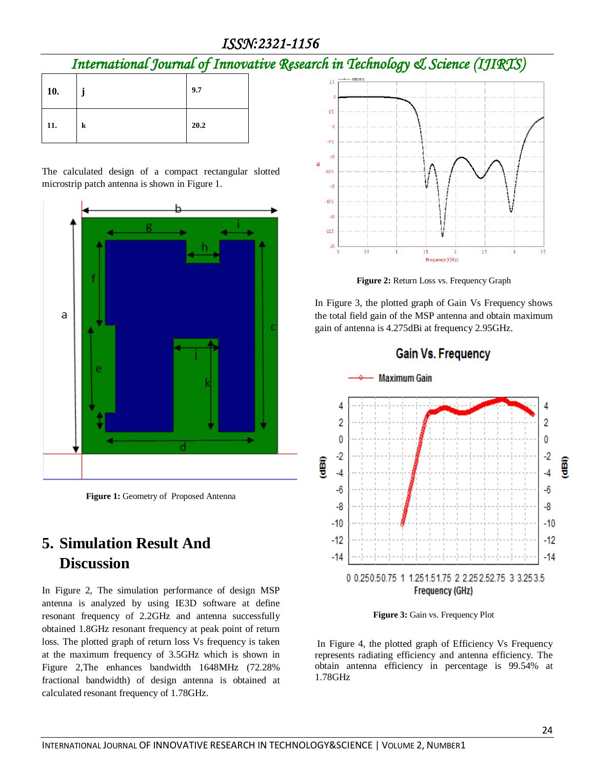| | | |
|---|---|---|
| **10.** | **j** | **9.7** |
| **11.** | **k** | **20.2** |

The calculated design of a compact rectangular slotted microstrip patch antenna is shown in Figure 1.

**Figure 1:** Geometry of Proposed Antenna

## 5. Simulation Result And Discussion

In Figure 2, The simulation performance of design MSP antenna is analyzed by using IE3D software at define resonant frequency of 2.2GHz and antenna successfully obtained 1.8GHz resonant frequency at peak point of return loss. The plotted graph of return loss Vs frequency is taken at the maximum frequency of 3.5GHz which is shown in Figure 2,The enhances bandwidth 1648MHz (72.28% fractional bandwidth) of design antenna is obtained at calculated resonant frequency of 1.78GHz.

**Figure 2:** Return Loss vs. Frequency Graph

In Figure 3, the plotted graph of Gain Vs Frequency shows the total field gain of the MSP antenna and obtain maximum gain of antenna is 4.275dBi at frequency 2.95GHz.

**Figure 3:** Gain vs. Frequency Plot

In Figure 4, the plotted graph of Efficiency Vs Frequency represents radiating efficiency and antenna efficiency. The obtain antenna efficiency in percentage is 99.54% at 1.78GHz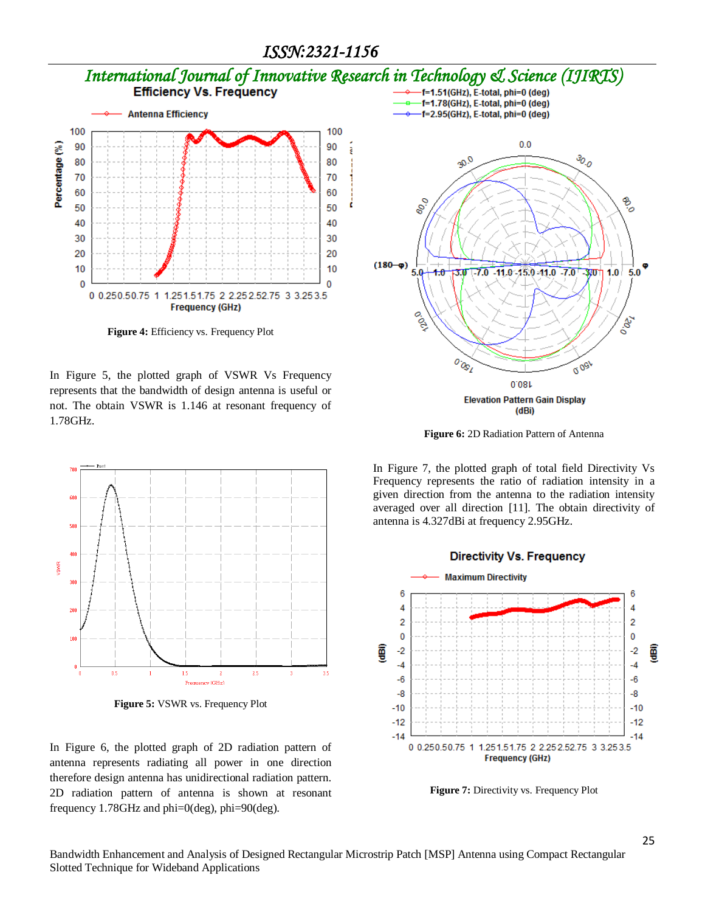Figure 4: Efficiency vs. Frequency Plot

In Figure 5, the plotted graph of VSWR Vs Frequency represents that the bandwidth of design antenna is useful or not. The obtain VSWR is 1.146 at resonant frequency of 1.78GHz.

Figure 5: VSWR vs. Frequency Plot

In Figure 6, the plotted graph of 2D radiation pattern of antenna represents radiating all power in one direction therefore design antenna has unidirectional radiation pattern. 2D radiation pattern of antenna is shown at resonant frequency 1.78GHz and phi=0(deg), phi=90(deg).

Figure 6: 2D Radiation Pattern of Antenna

In Figure 7, the plotted graph of total field Directivity Vs Frequency represents the ratio of radiation intensity in a given direction from the antenna to the radiation intensity averaged over all direction [11]. The obtain directivity of antenna is 4.327dBi at frequency 2.95GHz.

Figure 7: Directivity vs. Frequency Plot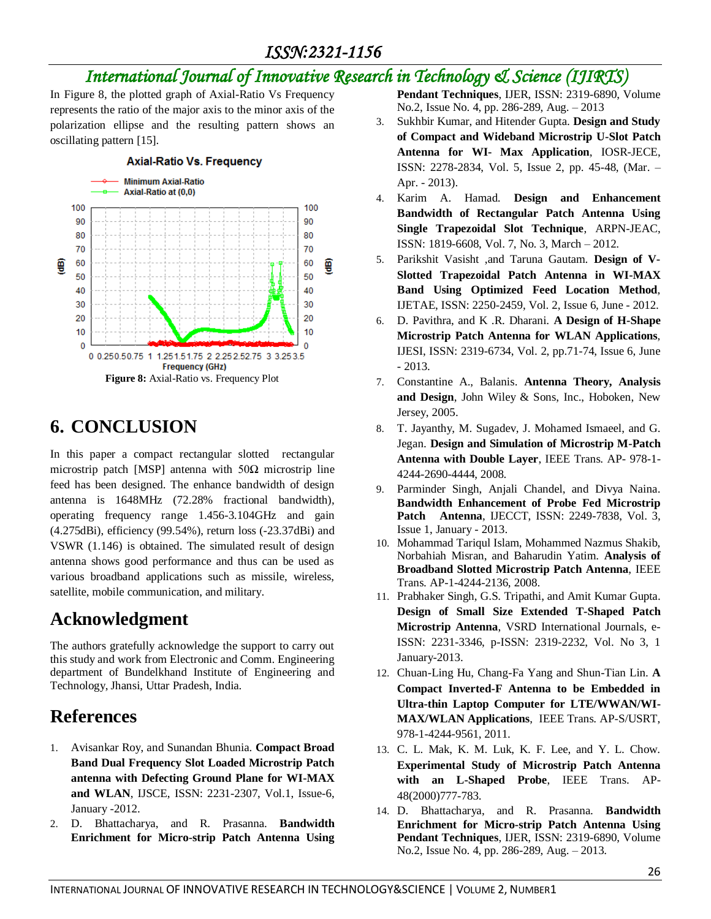In Figure 8, the plotted graph of Axial-Ratio Vs Frequency represents the ratio of the major axis to the minor axis of the polarization ellipse and the resulting pattern shows an oscillating pattern [15].

**Figure 8:** Axial-Ratio vs. Frequency Plot

## 6. CONCLUSION

In this paper a compact rectangular slotted rectangular microstrip patch [MSP] antenna with 50Ω microstrip line feed has been designed. The enhance bandwidth of design antenna is 1648MHz (72.28% fractional bandwidth), operating frequency range 1.456-3.104GHz and gain (4.275dBi), efficiency (99.54%), return loss (-23.37dBi) and VSWR (1.146) is obtained. The simulated result of design antenna shows good performance and thus can be used as various broadband applications such as missile, wireless, satellite, mobile communication, and military.

## Acknowledgment

The authors gratefully acknowledge the support to carry out this study and work from Electronic and Comm. Engineering department of Bundelkhand Institute of Engineering and Technology, Jhansi, Uttar Pradesh, India.

## References

1. Avisankar Roy, and Sunandan Bhunia. **Compact Broad Band Dual Frequency Slot Loaded Microstrip Patch antenna with Defecting Ground Plane for WI-MAX and WLAN**, IJSCE, ISSN: 2231-2307, Vol.1, Issue-6, January -2012.
2. D. Bhattacharya, and R. Prasanna. **Bandwidth Enrichment for Micro-strip Patch Antenna Using Pendant Techniques**, IJER, ISSN: 2319-6890, Volume No.2, Issue No. 4, pp. 286-289, Aug. – 2013
3. Sukhbir Kumar, and Hitender Gupta. **Design and Study of Compact and Wideband Microstrip U-Slot Patch Antenna for WI- Max Application**, IOSR-JECE, ISSN: 2278-2834, Vol. 5, Issue 2, pp. 45-48, (Mar. – Apr. - 2013).
4. Karim A. Hamad. **Design and Enhancement Bandwidth of Rectangular Patch Antenna Using Single Trapezoidal Slot Technique**, ARPN-JEAC, ISSN: 1819-6608, Vol. 7, No. 3, March – 2012.
5. Parikshit Vasisht ,and Taruna Gautam. **Design of V-Slotted Trapezoidal Patch Antenna in WI-MAX Band Using Optimized Feed Location Method**, IJETAE, ISSN: 2250-2459, Vol. 2, Issue 6, June - 2012.
6. D. Pavithra, and K .R. Dharani. **A Design of H-Shape Microstrip Patch Antenna for WLAN Applications**, IJESI, ISSN: 2319-6734, Vol. 2, pp.71-74, Issue 6, June - 2013.
7. Constantine A., Balanis. **Antenna Theory, Analysis and Design**, John Wiley & Sons, Inc., Hoboken, New Jersey, 2005.
8. T. Jayanthy, M. Sugadev, J. Mohamed Ismaeel, and G. Jegan. **Design and Simulation of Microstrip M-Patch Antenna with Double Layer**, IEEE Trans. AP- 978-1-4244-2690-4444, 2008.
9. Parminder Singh, Anjali Chandel, and Divya Naina. **Bandwidth Enhancement of Probe Fed Microstrip Patch Antenna**, IJECCT, ISSN: 2249-7838, Vol. 3, Issue 1, January - 2013.
10. Mohammad Tariqul Islam, Mohammed Nazmus Shakib, Norbahiah Misran, and Baharudin Yatim. **Analysis of Broadband Slotted Microstrip Patch Antenna**, IEEE Trans. AP-1-4244-2136, 2008.
11. Prabhaker Singh, G.S. Tripathi, and Amit Kumar Gupta. **Design of Small Size Extended T-Shaped Patch Microstrip Antenna**, VSRD International Journals, e-ISSN: 2231-3346, p-ISSN: 2319-2232, Vol. No 3, 1 January-2013.
12. Chuan-Ling Hu, Chang-Fa Yang and Shun-Tian Lin. **A Compact Inverted-F Antenna to be Embedded in Ultra-thin Laptop Computer for LTE/WWAN/WI-MAX/WLAN Applications**, IEEE Trans. AP-S/USRT, 978-1-4244-9561, 2011.
13. C. L. Mak, K. M. Luk, K. F. Lee, and Y. L. Chow. **Experimental Study of Microstrip Patch Antenna with an L-Shaped Probe**, IEEE Trans. AP-48(2000)777-783.
14. D. Bhattacharya, and R. Prasanna. **Bandwidth Enrichment for Micro-strip Patch Antenna Using Pendant Techniques**, IJER, ISSN: 2319-6890, Volume No.2, Issue No. 4, pp. 286-289, Aug. – 2013.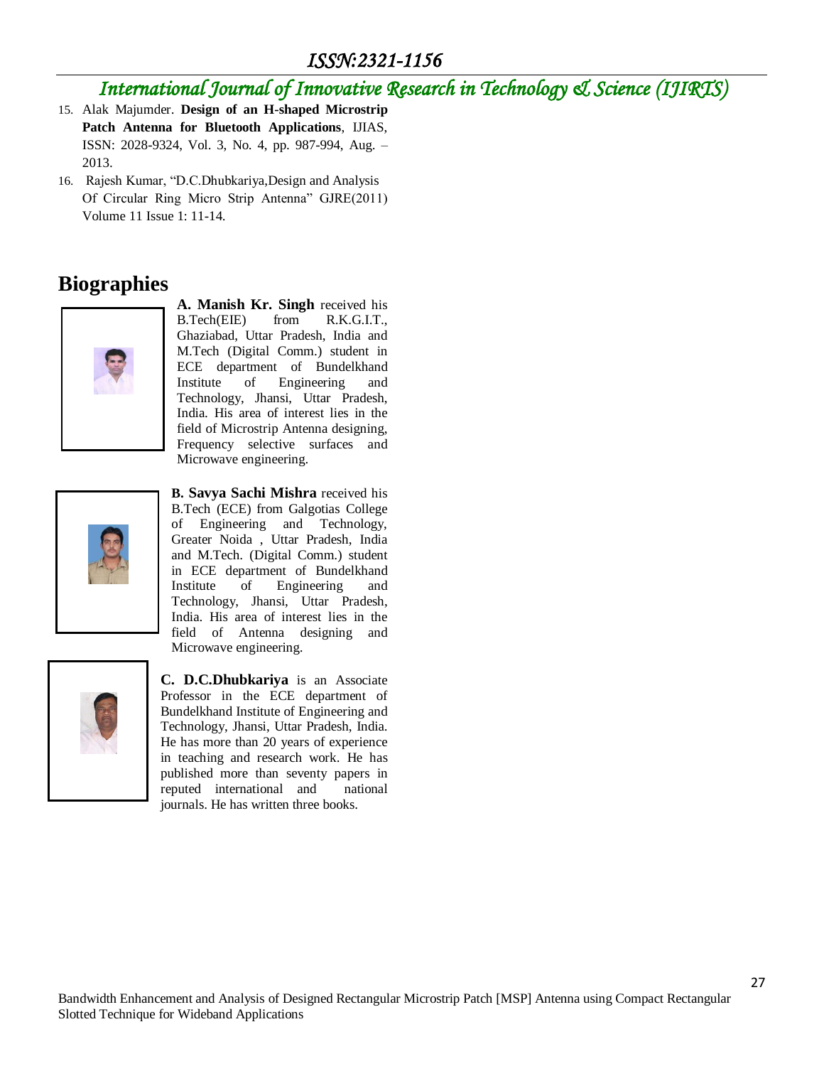15. Alak Majumder. **Design of an H-shaped Microstrip Patch Antenna for Bluetooth Applications**, IJIAS, ISSN: 2028-9324, Vol. 3, No. 4, pp. 987-994, Aug. – 2013.
16. Rajesh Kumar, "D.C.Dhubkariya,Design and Analysis Of Circular Ring Micro Strip Antenna" GJRE(2011) Volume 11 Issue 1: 11-14.

## Biographies

**A. Manish Kr. Singh** received his B.Tech(EIE) from R.K.G.I.T., Ghaziabad, Uttar Pradesh, India and M.Tech (Digital Comm.) student in ECE department of Bundelkhand Institute of Engineering and Technology, Jhansi, Uttar Pradesh, India. His area of interest lies in the field of Microstrip Antenna designing, Frequency selective surfaces and Microwave engineering.

**B. Savya Sachi Mishra** received his B.Tech (ECE) from Galgotias College of Engineering and Technology, Greater Noida , Uttar Pradesh, India and M.Tech. (Digital Comm.) student in ECE department of Bundelkhand Institute of Engineering and Technology, Jhansi, Uttar Pradesh, India. His area of interest lies in the field of Antenna designing and Microwave engineering.

**C. D.C.Dhubkariya** is an Associate Professor in the ECE department of Bundelkhand Institute of Engineering and Technology, Jhansi, Uttar Pradesh, India. He has more than 20 years of experience in teaching and research work. He has published more than seventy papers in reputed international and national journals. He has written three books.